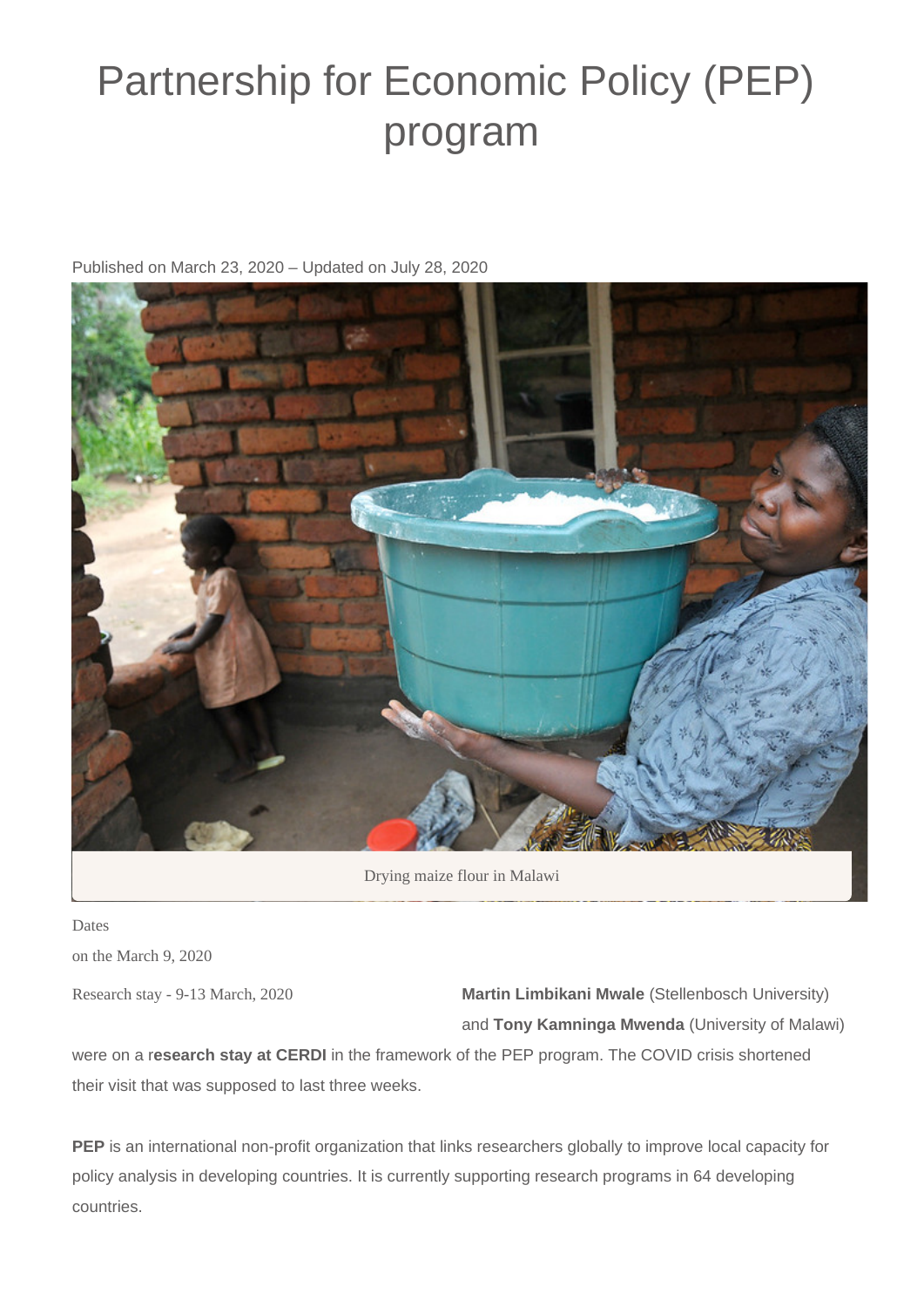# Partnership for Economic Policy (PEP) program

Published on March 23, 2020 – Updated on July 28, 2020

Drying maize flour in Malawi

Dates

on the March 9, 2020

Research stay - 9-13 March, 2020

**Martin Limbikani Mwale** (Stellenbosch University) and **Tony Kamninga Mwenda** (University of Malawi) were on a r**esearch stay at CERDI** in the framework of the PEP program. The COVID crisis shortened their visit that was supposed to last three weeks.

**PEP** is an international non-profit organization that links researchers globally to improve local capacity for policy analysis in developing countries. It is currently supporting research programs in 64 developing countries.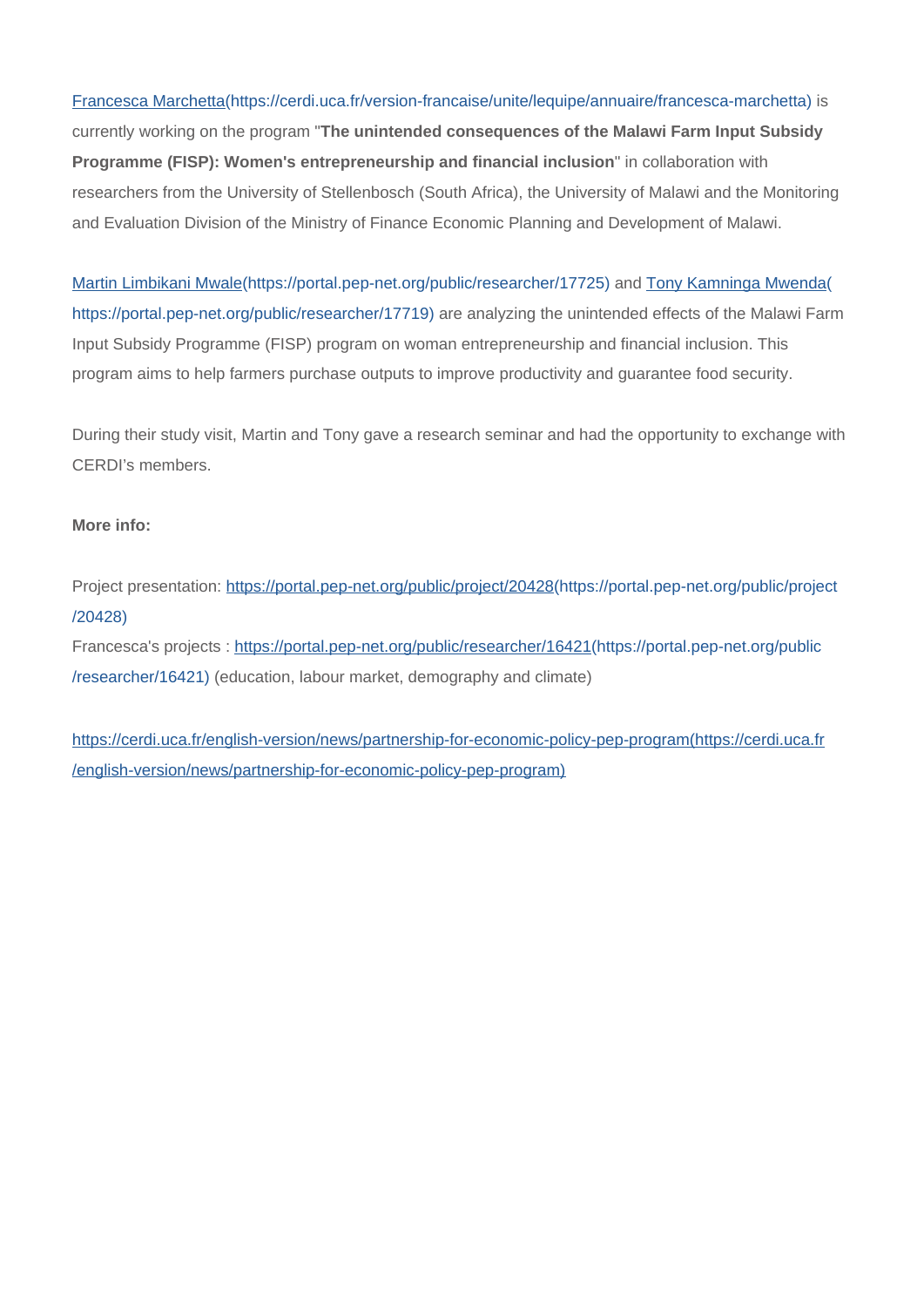Francesca Marchetta(https://cerdi.uca.fr/version-francaise/unite/lequipe/annuaire/francesca-marchetta) is currently working on the program "**The unintended consequences of the Malawi Farm Input Subsidy Programme (FISP): Women's entrepreneurship and financial inclusion**" in collaboration with researchers from the University of Stellenbosch (South Africa), the University of Malawi and the Monitoring and Evaluation Division of the Ministry of Finance Economic Planning and Development of Malawi.

Martin Limbikani Mwale(https://portal.pep-net.org/public/researcher/17725) and Tony Kamninga Mwenda(https://portal.pep-net.org/public/researcher/17719) are analyzing the unintended effects of the Malawi Farm Input Subsidy Programme (FISP) program on woman entrepreneurship and financial inclusion. This program aims to help farmers purchase outputs to improve productivity and guarantee food security.

During their study visit, Martin and Tony gave a research seminar and had the opportunity to exchange with CERDI's members.

**More info:**

Project presentation: https://portal.pep-net.org/public/project/20428(https://portal.pep-net.org/public/project/20428)
Francesca's projects : https://portal.pep-net.org/public/researcher/16421(https://portal.pep-net.org/public/researcher/16421) (education, labour market, demography and climate)

https://cerdi.uca.fr/english-version/news/partnership-for-economic-policy-pep-program(https://cerdi.uca.fr/english-version/news/partnership-for-economic-policy-pep-program)